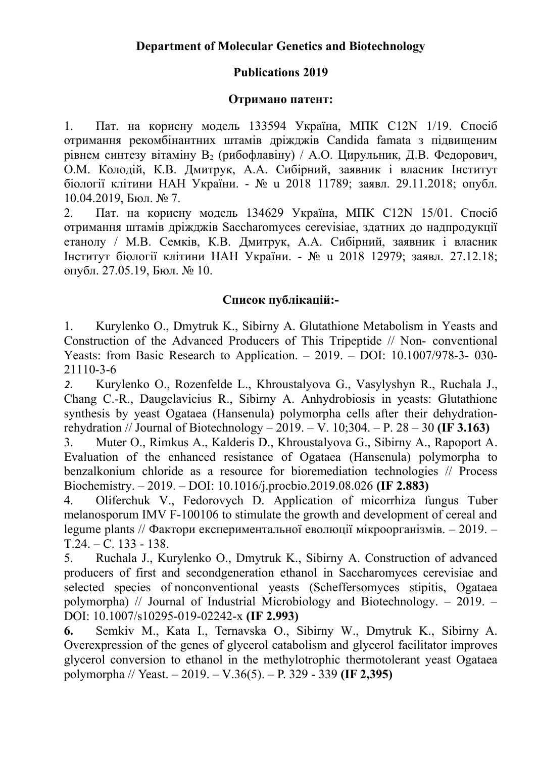**Department of Molecular Genetics and Biotechnology**

**Publications 2019**

**Отримано патент:**

1. Пат. на корисну модель 133594 Україна, МПК C12N 1/19. Спосіб отримання рекомбінантних штамів дріжджів Candida famata з підвищеним рівнем синтезу вітаміну $B_2$ (рибофлавіну) / А.О. Цирульник, Д.В. Федорович, О.М. Колодій, К.В. Дмитрук, А.А. Сибірний, заявник і власник Інститут біології клітини НАН України. - № u 2018 11789; заявл. 29.11.2018; опубл. 10.04.2019, Бюл. № 7.
2. Пат. на корисну модель 134629 Україна, МПК C12N 15/01. Спосіб отримання штамів дріжджів Saccharomyces cerevisiae, здатних до надпродукції етанолу / М.В. Семків, К.В. Дмитрук, А.А. Сибірний, заявник і власник Інститут біології клітини НАН України. - № u 2018 12979; заявл. 27.12.18; опубл. 27.05.19, Бюл. № 10.

**Список публікацій:-**

1. Kurylenko O., Dmytruk K., Sibirny A. Glutathione Metabolism in Yeasts and Construction of the Advanced Producers of This Tripeptide // Non- conventional Yeasts: from Basic Research to Application. – 2019. – DOI: 10.1007/978-3- 030-21110-3-6
2. Kurylenko O., Rozenfelde L., Khroustalyova G., Vasylyshyn R., Ruchala J., Chang C.-R., Daugelavicius R., Sibirny A. Anhydrobiosis in yeasts: Glutathione synthesis by yeast Ogataea (Hansenula) polymorpha cells after their dehydration-rehydration // Journal of Biotechnology – 2019. – V. 10;304. – P. 28 – 30 **(IF 3.163)**
3. Muter O., Rimkus A., Kalderis D., Khroustalyova G., Sibirny A., Rapoport A. Evaluation of the enhanced resistance of Ogataea (Hansenula) polymorpha to benzalkonium chloride as a resource for bioremediation technologies // Process Biochemistry. – 2019. – DOI: 10.1016/j.procbio.2019.08.026 **(IF 2.883)**
4. Oliferchuk V., Fedorovych D. Application of micorrhiza fungus Tuber melanosporum IMV F-100106 to stimulate the growth and development of cereal and legume plants // Фактори експериментальної еволюції мікроорганізмів. – 2019. – Т.24. – С. 133 - 138.
5. Ruchala J., Kurylenko O., Dmytruk K., Sibirny A. Construction of advanced producers of first and secondgeneration ethanol in Saccharomyces cerevisiae and selected species of nonconventional yeasts (Scheffersomyces stipitis, Ogataea polymorpha) // Journal of Industrial Microbiology and Biotechnology. – 2019. – DOI: 10.1007/s10295-019-02242-x **(IF 2.993)**
6. Semkiv M., Kata I., Ternavska O., Sibirny W., Dmytruk K., Sibirny A. Overexpression of the genes of glycerol catabolism and glycerol facilitator improves glycerol conversion to ethanol in the methylotrophic thermotolerant yeast Ogataea polymorpha // Yeast. – 2019. – V.36(5). – P. 329 - 339 **(IF 2,395)**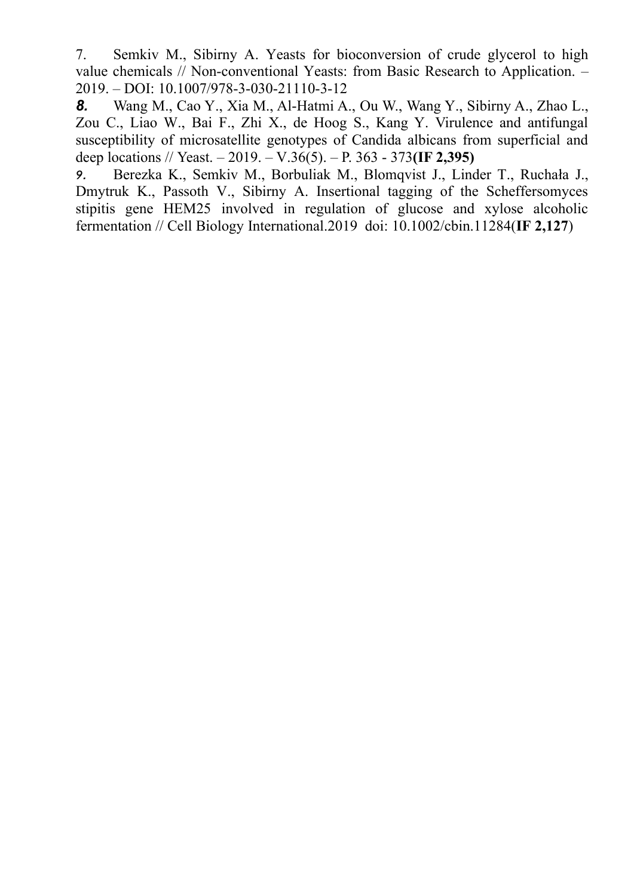7. Semkiv M., Sibirny A. Yeasts for bioconversion of crude glycerol to high value chemicals // Non-conventional Yeasts: from Basic Research to Application. – 2019. – DOI: 10.1007/978-3-030-21110-3-12

8. Wang M., Cao Y., Xia M., Al-Hatmi A., Ou W., Wang Y., Sibirny A., Zhao L., Zou C., Liao W., Bai F., Zhi X., de Hoog S., Kang Y. Virulence and antifungal susceptibility of microsatellite genotypes of Candida albicans from superficial and deep locations // Yeast. – 2019. – V.36(5). – P. 363 - 373**(IF 2,395)**

9. Berezka K., Semkiv M., Borbuliak M., Blomqvist J., Linder T., Ruchała J., Dmytruk K., Passoth V., Sibirny A. Insertional tagging of the Scheffersomyces stipitis gene HEM25 involved in regulation of glucose and xylose alcoholic fermentation // Cell Biology International.2019 doi: 10.1002/cbin.11284(**IF 2,127**)